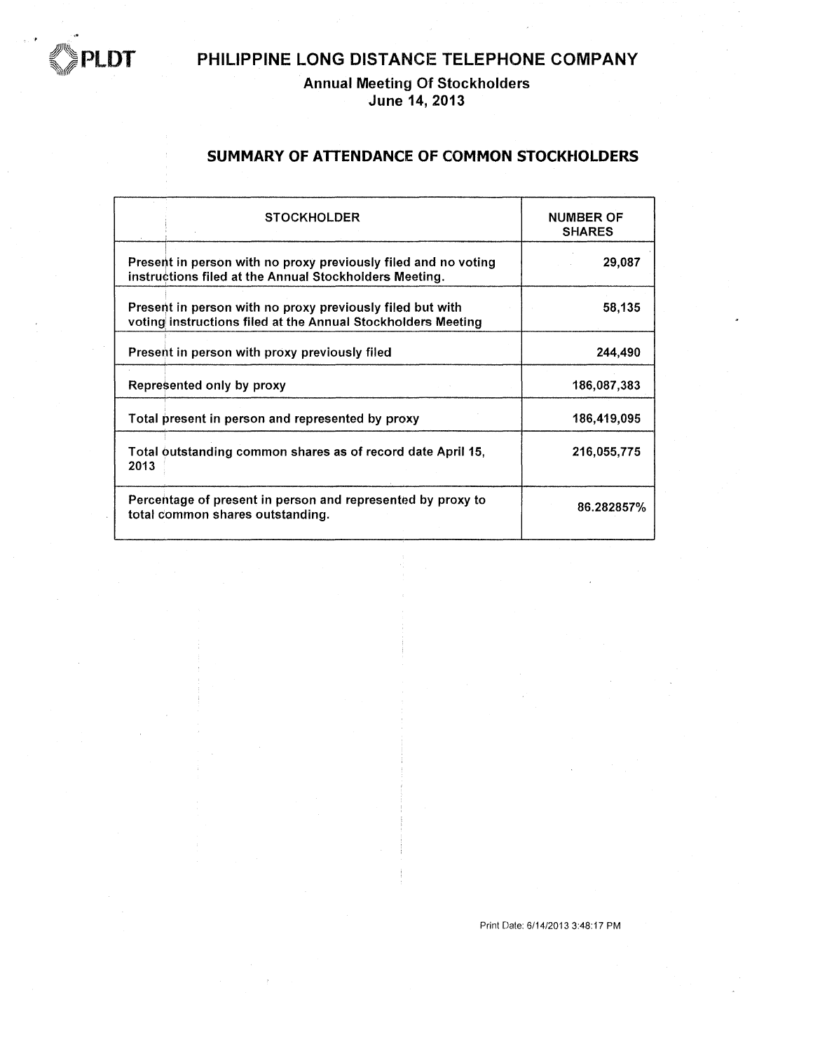# PHILIPPINE LONG DISTANCE TELEPHONE COMPANY

## Annual Meeting Of Stockholders
## June 14, 2013

## SUMMARY OF ATTENDANCE OF COMMON STOCKHOLDERS

| STOCKHOLDER | NUMBER OF SHARES |
|---|---|
| Present in person with no proxy previously filed and no voting instructions filed at the Annual Stockholders Meeting. | 29,087 |
| Present in person with no proxy previously filed but with voting instructions filed at the Annual Stockholders Meeting | 58,135 |
| Present in person with proxy previously filed | 244,490 |
| Represented only by proxy | 186,087,383 |
| Total present in person and represented by proxy | 186,419,095 |
| Total outstanding common shares as of record date April 15, 2013 | 216,055,775 |
| Percentage of present in person and represented by proxy to total common shares outstanding. | 86.282857% |

Print Date: 6/14/2013 3:48:17 PM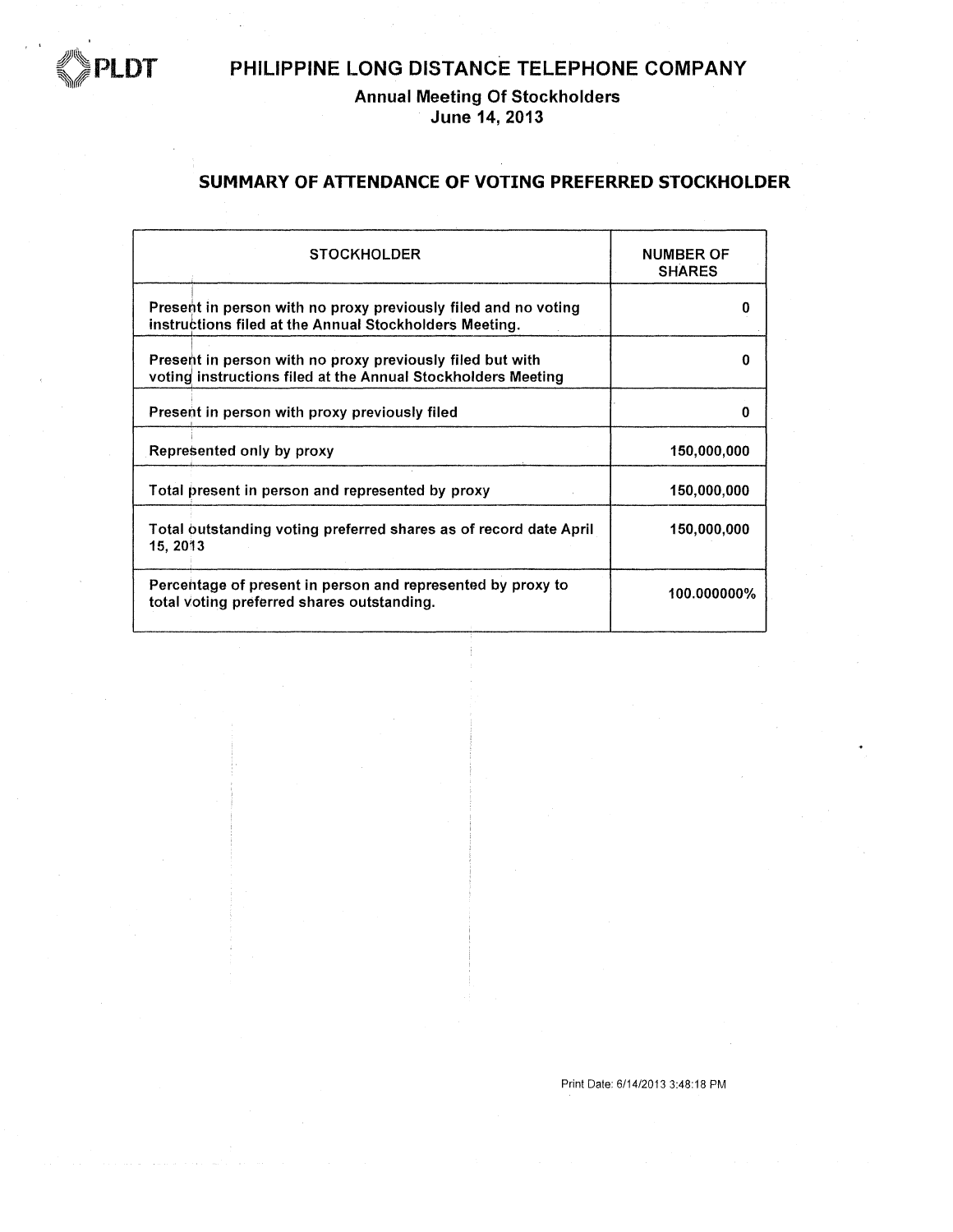# PHILIPPINE LONG DISTANCE TELEPHONE COMPANY

## Annual Meeting Of Stockholders
## June 14, 2013

## SUMMARY OF ATTENDANCE OF VOTING PREFERRED STOCKHOLDER

| STOCKHOLDER | NUMBER OF SHARES |
|---|---|
| Present in person with no proxy previously filed and no voting instructions filed at the Annual Stockholders Meeting. | 0 |
| Present in person with no proxy previously filed but with voting instructions filed at the Annual Stockholders Meeting | 0 |
| Present in person with proxy previously filed | 0 |
| Represented only by proxy | 150,000,000 |
| Total present in person and represented by proxy | 150,000,000 |
| Total outstanding voting preferred shares as of record date April 15, 2013 | 150,000,000 |
| Percentage of present in person and represented by proxy to total voting preferred shares outstanding. | 100.000000% |

Print Date: 6/14/2013 3:48:18 PM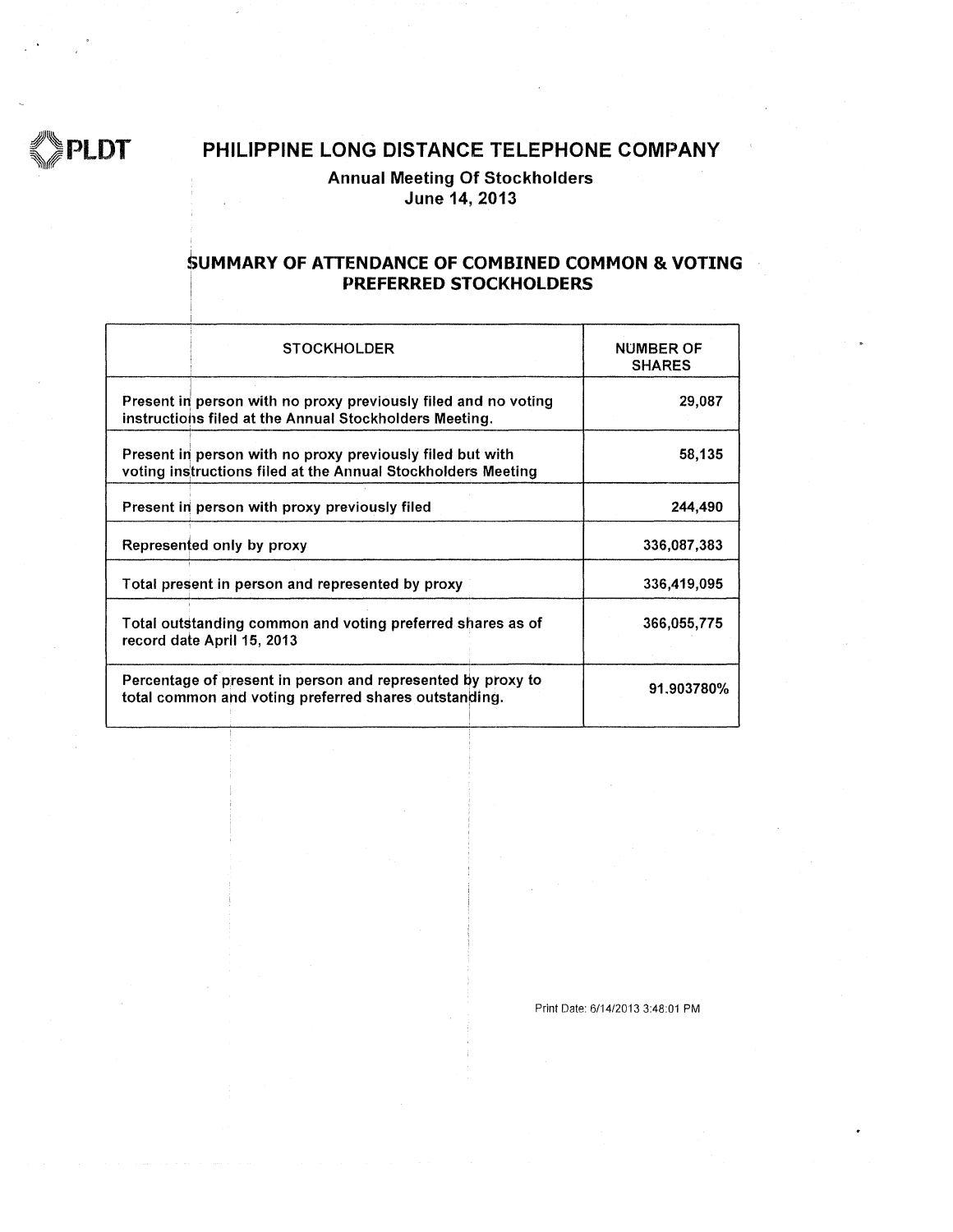# PHILIPPINE LONG DISTANCE TELEPHONE COMPANY

## Annual Meeting Of Stockholders
## June 14, 2013

## SUMMARY OF ATTENDANCE OF COMBINED COMMON & VOTING PREFERRED STOCKHOLDERS

| STOCKHOLDER | NUMBER OF SHARES |
|---|---|
| Present in person with no proxy previously filed and no voting instructions filed at the Annual Stockholders Meeting. | 29,087 |
| Present in person with no proxy previously filed but with voting instructions filed at the Annual Stockholders Meeting | 58,135 |
| Present in person with proxy previously filed | 244,490 |
| Represented only by proxy | 336,087,383 |
| Total present in person and represented by proxy | 336,419,095 |
| Total outstanding common and voting preferred shares as of record date April 15, 2013 | 366,055,775 |
| Percentage of present in person and represented by proxy to total common and voting preferred shares outstanding. | 91.903780% |

Print Date: 6/14/2013 3:48:01 PM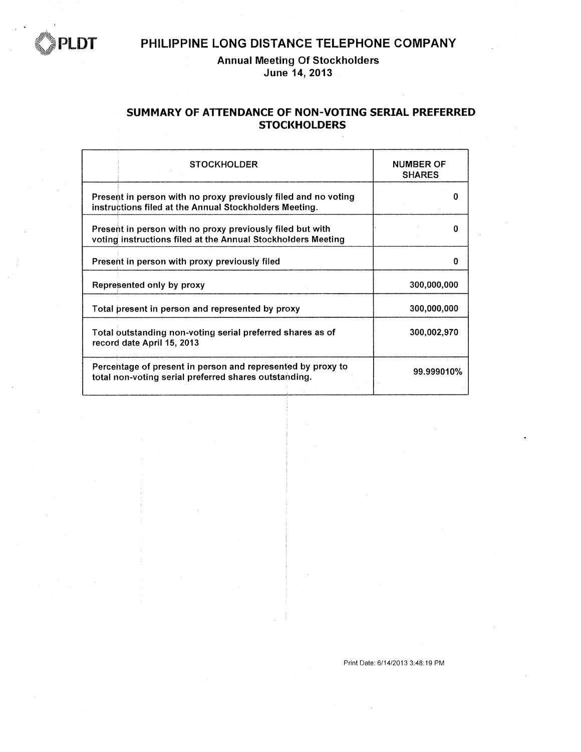PLDT

# PHILIPPINE LONG DISTANCE TELEPHONE COMPANY

## Annual Meeting Of Stockholders
## June 14, 2013

### SUMMARY OF ATTENDANCE OF NON-VOTING SERIAL PREFERRED STOCKHOLDERS

| STOCKHOLDER | NUMBER OF SHARES |
|---|---|
| Present in person with no proxy previously filed and no voting instructions filed at the Annual Stockholders Meeting. | 0 |
| Present in person with no proxy previously filed but with voting instructions filed at the Annual Stockholders Meeting | 0 |
| Present in person with proxy previously filed | 0 |
| Represented only by proxy | 300,000,000 |
| Total present in person and represented by proxy | 300,000,000 |
| Total outstanding non-voting serial preferred shares as of record date April 15, 2013 | 300,002,970 |
| Percentage of present in person and represented by proxy to total non-voting serial preferred shares outstanding. | 99.999010% |

Print Date: 6/14/2013 3:48:19 PM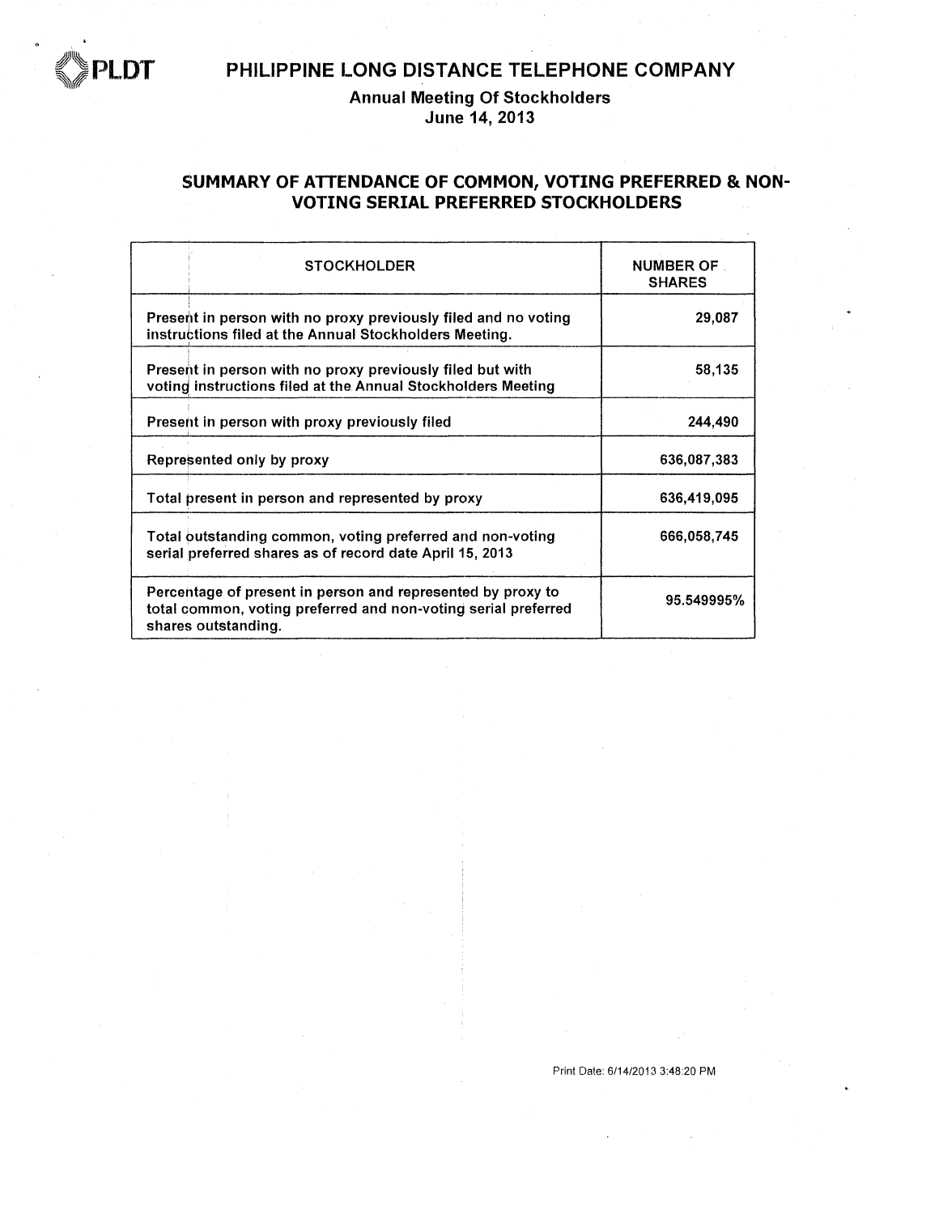# PHILIPPINE LONG DISTANCE TELEPHONE COMPANY

**Annual Meeting Of Stockholders**
**June 14, 2013**

## SUMMARY OF ATTENDANCE OF COMMON, VOTING PREFERRED & NON-VOTING SERIAL PREFERRED STOCKHOLDERS

| STOCKHOLDER | NUMBER OF SHARES |
|---|---|
| Present in person with no proxy previously filed and no voting instructions filed at the Annual Stockholders Meeting. | 29,087 |
| Present in person with no proxy previously filed but with voting instructions filed at the Annual Stockholders Meeting | 58,135 |
| Present in person with proxy previously filed | 244,490 |
| Represented only by proxy | 636,087,383 |
| Total present in person and represented by proxy | 636,419,095 |
| Total outstanding common, voting preferred and non-voting serial preferred shares as of record date April 15, 2013 | 666,058,745 |
| Percentage of present in person and represented by proxy to total common, voting preferred and non-voting serial preferred shares outstanding. | 95.549995% |

Print Date: 6/14/2013 3:48:20 PM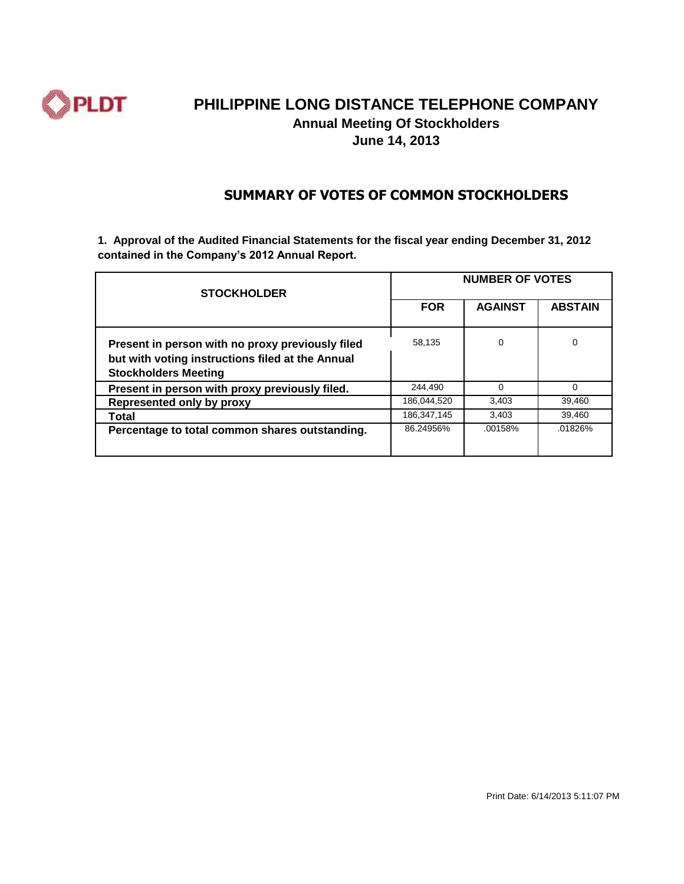# PHILIPPINE LONG DISTANCE TELEPHONE COMPANY

## Annual Meeting Of Stockholders

## June 14, 2013

## SUMMARY OF VOTES OF COMMON STOCKHOLDERS

**1. Approval of the Audited Financial Statements for the fiscal year ending December 31, 2012 contained in the Company's 2012 Annual Report.**

| STOCKHOLDER | NUMBER OF VOTES | | |
|---|---|---|---|
| | FOR | AGAINST | ABSTAIN |
| **Present in person with no proxy previously filed but with voting instructions filed at the Annual Stockholders Meeting** | 58,135 | 0 | 0 |
| **Present in person with proxy previously filed.** | 244,490 | 0 | 0 |
| **Represented only by proxy** | 186,044,520 | 3,403 | 39,460 |
| **Total** | 186,347,145 | 3,403 | 39,460 |
| **Percentage to total common shares outstanding.** | 86.24956% | .00158% | .01826% |

Print Date: 6/14/2013 5:11:07 PM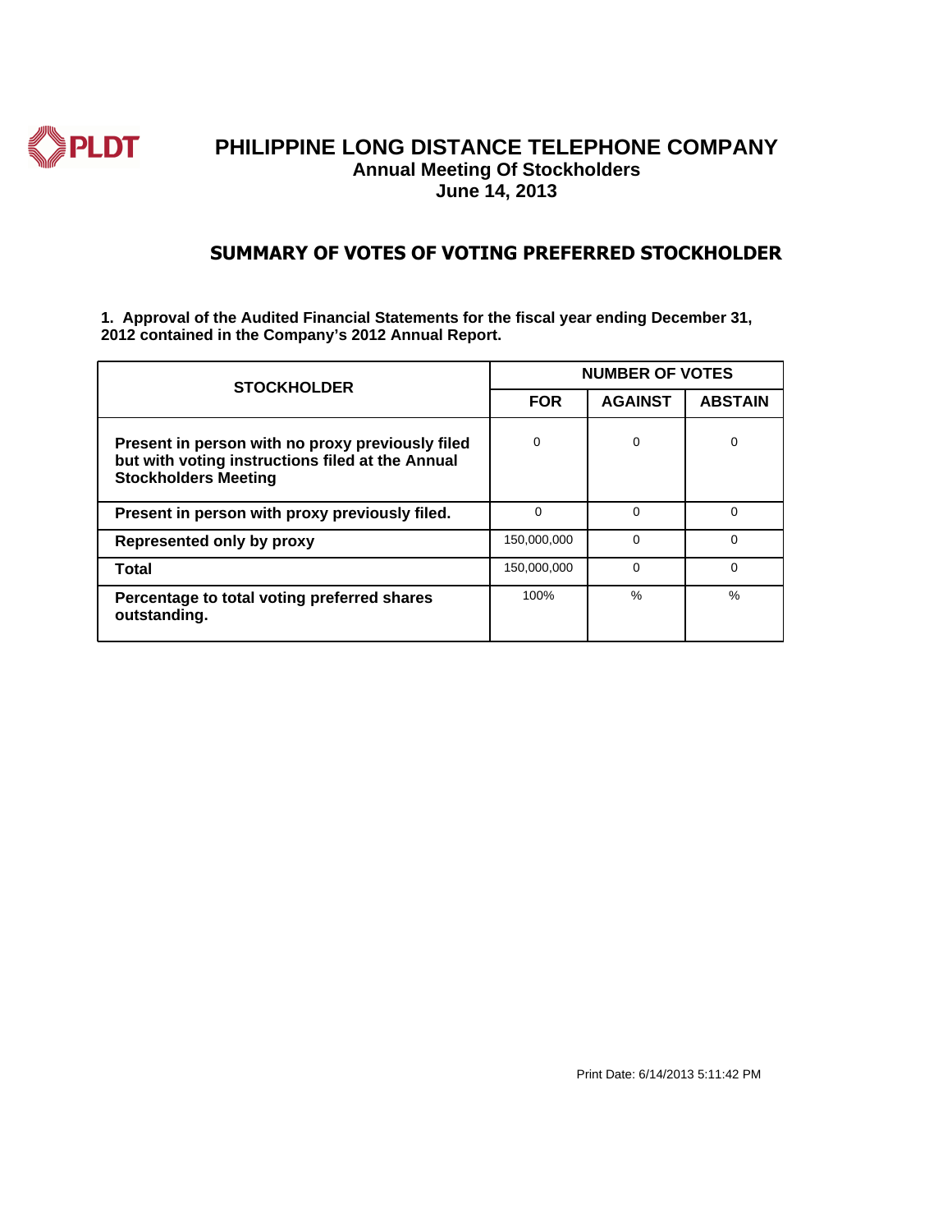# PHILIPPINE LONG DISTANCE TELEPHONE COMPANY

### Annual Meeting Of Stockholders

### June 14, 2013

## SUMMARY OF VOTES OF VOTING PREFERRED STOCKHOLDER

**1. Approval of the Audited Financial Statements for the fiscal year ending December 31, 2012 contained in the Company's 2012 Annual Report.**

| STOCKHOLDER | NUMBER OF VOTES | | |
|---|---|---|---|
| | FOR | AGAINST | ABSTAIN |
| **Present in person with no proxy previously filed but with voting instructions filed at the Annual Stockholders Meeting** | 0 | 0 | 0 |
| **Present in person with proxy previously filed.** | 0 | 0 | 0 |
| **Represented only by proxy** | 150,000,000 | 0 | 0 |
| **Total** | 150,000,000 | 0 | 0 |
| **Percentage to total voting preferred shares outstanding.** | 100% | % | % |

Print Date: 6/14/2013 5:11:42 PM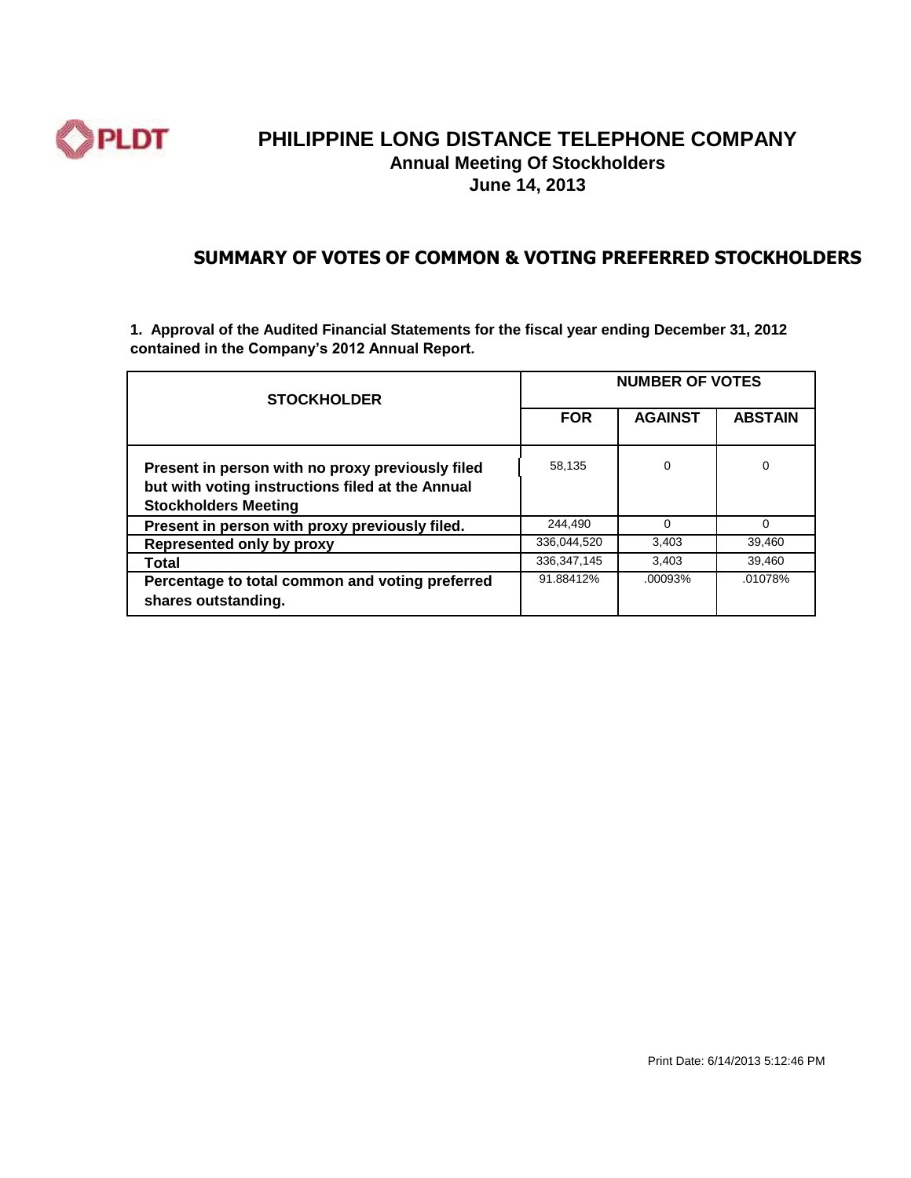# PHILIPPINE LONG DISTANCE TELEPHONE COMPANY

### Annual Meeting Of Stockholders

### June 14, 2013

## SUMMARY OF VOTES OF COMMON & VOTING PREFERRED STOCKHOLDERS

**1. Approval of the Audited Financial Statements for the fiscal year ending December 31, 2012 contained in the Company's 2012 Annual Report.**

| STOCKHOLDER | NUMBER OF VOTES | | |
|---|---|---|---|
| | FOR | AGAINST | ABSTAIN |
| **Present in person with no proxy previously filed but with voting instructions filed at the Annual Stockholders Meeting** | 58,135 | 0 | 0 |
| **Present in person with proxy previously filed.** | 244,490 | 0 | 0 |
| **Represented only by proxy** | 336,044,520 | 3,403 | 39,460 |
| **Total** | 336,347,145 | 3,403 | 39,460 |
| **Percentage to total common and voting preferred shares outstanding.** | 91.88412% | .00093% | .01078% |

Print Date: 6/14/2013 5:12:46 PM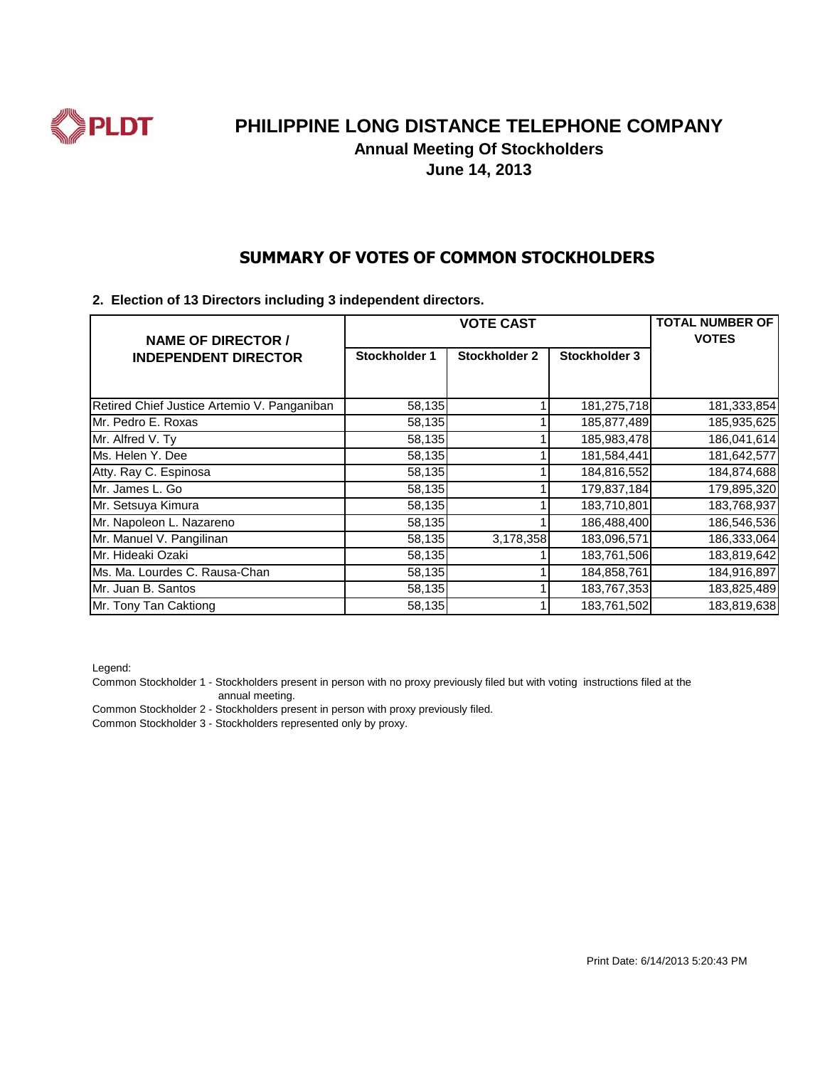# PHILIPPINE LONG DISTANCE TELEPHONE COMPANY

## Annual Meeting Of Stockholders

## June 14, 2013

## SUMMARY OF VOTES OF COMMON STOCKHOLDERS

**2. Election of 13 Directors including 3 independent directors.**

| NAME OF DIRECTOR / INDEPENDENT DIRECTOR | VOTE CAST | | | TOTAL NUMBER OF VOTES |
|---|---|---|---|---|
| | Stockholder 1 | Stockholder 2 | Stockholder 3 | |
| Retired Chief Justice Artemio V. Panganiban | 58,135 | 1 | 181,275,718 | 181,333,854 |
| Mr. Pedro E. Roxas | 58,135 | 1 | 185,877,489 | 185,935,625 |
| Mr. Alfred V. Ty | 58,135 | 1 | 185,983,478 | 186,041,614 |
| Ms. Helen Y. Dee | 58,135 | 1 | 181,584,441 | 181,642,577 |
| Atty. Ray C. Espinosa | 58,135 | 1 | 184,816,552 | 184,874,688 |
| Mr. James L. Go | 58,135 | 1 | 179,837,184 | 179,895,320 |
| Mr. Setsuya Kimura | 58,135 | 1 | 183,710,801 | 183,768,937 |
| Mr. Napoleon L. Nazareno | 58,135 | 1 | 186,488,400 | 186,546,536 |
| Mr. Manuel V. Pangilinan | 58,135 | 3,178,358 | 183,096,571 | 186,333,064 |
| Mr. Hideaki Ozaki | 58,135 | 1 | 183,761,506 | 183,819,642 |
| Ms. Ma. Lourdes C. Rausa-Chan | 58,135 | 1 | 184,858,761 | 184,916,897 |
| Mr. Juan B. Santos | 58,135 | 1 | 183,767,353 | 183,825,489 |
| Mr. Tony Tan Caktiong | 58,135 | 1 | 183,761,502 | 183,819,638 |

Legend:

Common Stockholder 1 - Stockholders present in person with no proxy previously filed but with voting instructions filed at the annual meeting.

Common Stockholder 2 - Stockholders present in person with proxy previously filed.

Common Stockholder 3 - Stockholders represented only by proxy.

Print Date: 6/14/2013 5:20:43 PM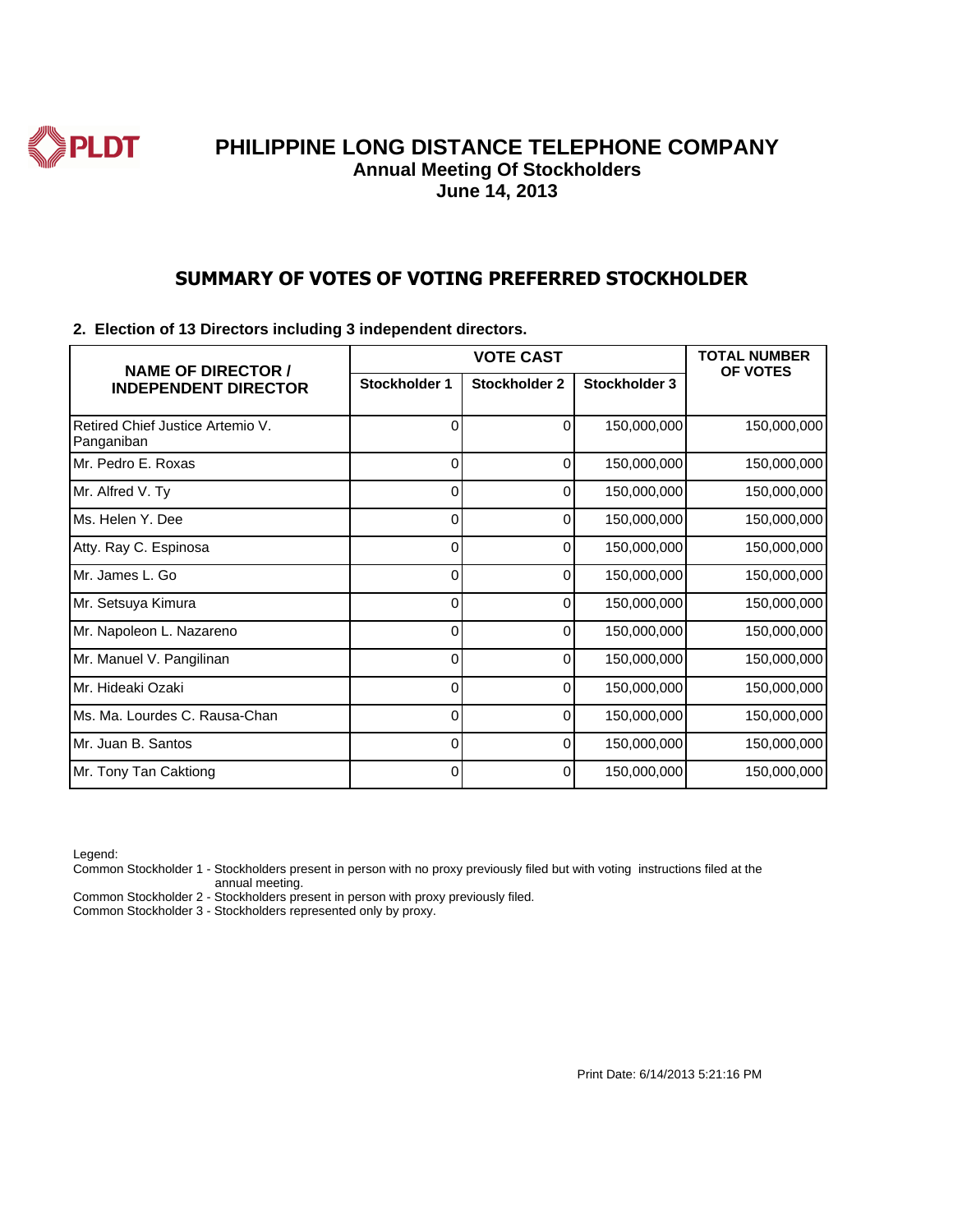# PHILIPPINE LONG DISTANCE TELEPHONE COMPANY

**Annual Meeting Of Stockholders**

**June 14, 2013**

## SUMMARY OF VOTES OF VOTING PREFERRED STOCKHOLDER

**2. Election of 13 Directors including 3 independent directors.**

| NAME OF DIRECTOR / INDEPENDENT DIRECTOR | VOTE CAST | | | TOTAL NUMBER OF VOTES |
|---|---|---|---|---|
| | Stockholder 1 | Stockholder 2 | Stockholder 3 | |
| Retired Chief Justice Artemio V. Panganiban | 0 | 0 | 150,000,000 | 150,000,000 |
| Mr. Pedro E. Roxas | 0 | 0 | 150,000,000 | 150,000,000 |
| Mr. Alfred V. Ty | 0 | 0 | 150,000,000 | 150,000,000 |
| Ms. Helen Y. Dee | 0 | 0 | 150,000,000 | 150,000,000 |
| Atty. Ray C. Espinosa | 0 | 0 | 150,000,000 | 150,000,000 |
| Mr. James L. Go | 0 | 0 | 150,000,000 | 150,000,000 |
| Mr. Setsuya Kimura | 0 | 0 | 150,000,000 | 150,000,000 |
| Mr. Napoleon L. Nazareno | 0 | 0 | 150,000,000 | 150,000,000 |
| Mr. Manuel V. Pangilinan | 0 | 0 | 150,000,000 | 150,000,000 |
| Mr. Hideaki Ozaki | 0 | 0 | 150,000,000 | 150,000,000 |
| Ms. Ma. Lourdes C. Rausa-Chan | 0 | 0 | 150,000,000 | 150,000,000 |
| Mr. Juan B. Santos | 0 | 0 | 150,000,000 | 150,000,000 |
| Mr. Tony Tan Caktiong | 0 | 0 | 150,000,000 | 150,000,000 |

Legend:

Common Stockholder 1 - Stockholders present in person with no proxy previously filed but with voting instructions filed at the annual meeting.

Common Stockholder 2 - Stockholders present in person with proxy previously filed.

Common Stockholder 3 - Stockholders represented only by proxy.

Print Date: 6/14/2013 5:21:16 PM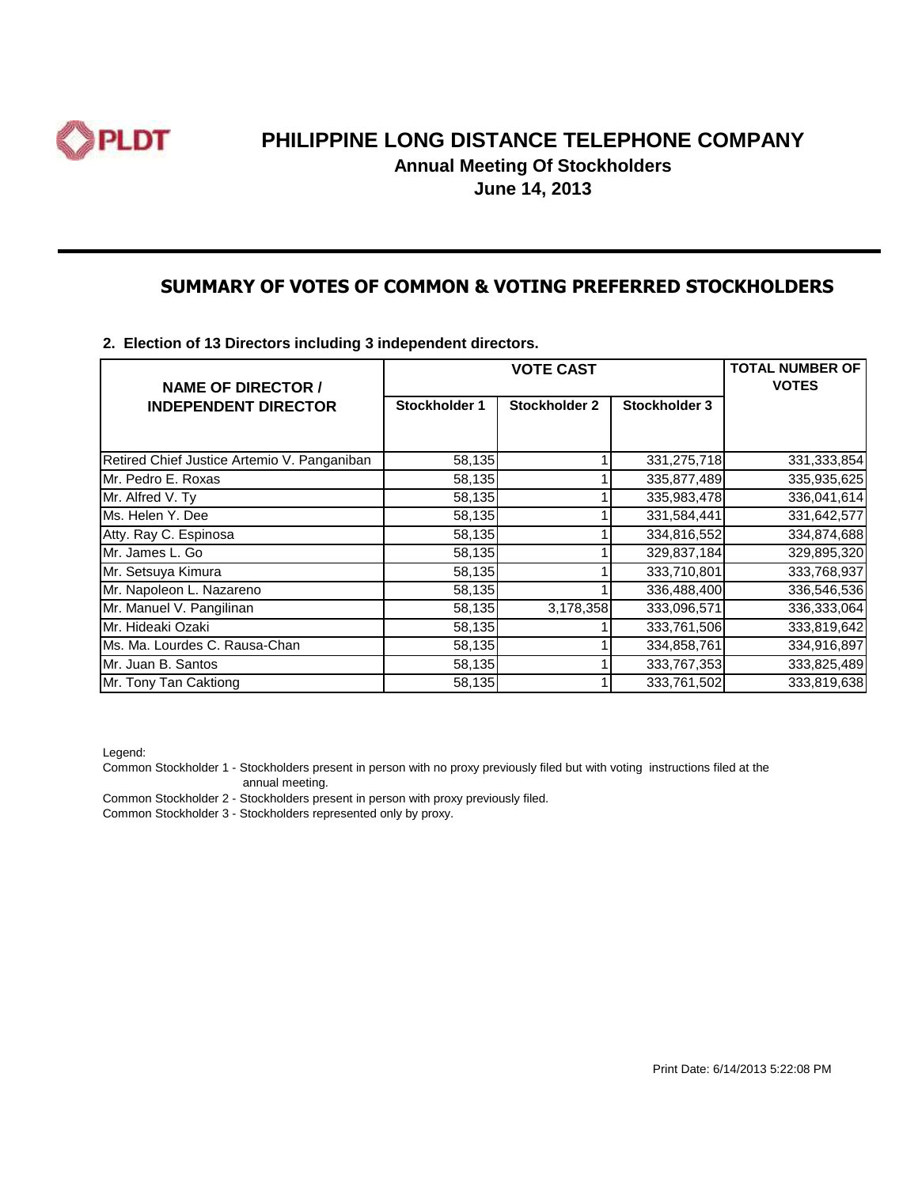# PHILIPPINE LONG DISTANCE TELEPHONE COMPANY

**Annual Meeting Of Stockholders**

**June 14, 2013**

## SUMMARY OF VOTES OF COMMON & VOTING PREFERRED STOCKHOLDERS

**2. Election of 13 Directors including 3 independent directors.**

| NAME OF DIRECTOR / INDEPENDENT DIRECTOR | VOTE CAST | | | TOTAL NUMBER OF VOTES |
|---|---|---|---|---|
| | Stockholder 1 | Stockholder 2 | Stockholder 3 | |
| Retired Chief Justice Artemio V. Panganiban | 58,135 | 1 | 331,275,718 | 331,333,854 |
| Mr. Pedro E. Roxas | 58,135 | 1 | 335,877,489 | 335,935,625 |
| Mr. Alfred V. Ty | 58,135 | 1 | 335,983,478 | 336,041,614 |
| Ms. Helen Y. Dee | 58,135 | 1 | 331,584,441 | 331,642,577 |
| Atty. Ray C. Espinosa | 58,135 | 1 | 334,816,552 | 334,874,688 |
| Mr. James L. Go | 58,135 | 1 | 329,837,184 | 329,895,320 |
| Mr. Setsuya Kimura | 58,135 | 1 | 333,710,801 | 333,768,937 |
| Mr. Napoleon L. Nazareno | 58,135 | 1 | 336,488,400 | 336,546,536 |
| Mr. Manuel V. Pangilinan | 58,135 | 3,178,358 | 333,096,571 | 336,333,064 |
| Mr. Hideaki Ozaki | 58,135 | 1 | 333,761,506 | 333,819,642 |
| Ms. Ma. Lourdes C. Rausa-Chan | 58,135 | 1 | 334,858,761 | 334,916,897 |
| Mr. Juan B. Santos | 58,135 | 1 | 333,767,353 | 333,825,489 |
| Mr. Tony Tan Caktiong | 58,135 | 1 | 333,761,502 | 333,819,638 |

Legend:

Common Stockholder 1 - Stockholders present in person with no proxy previously filed but with voting instructions filed at the annual meeting.

Common Stockholder 2 - Stockholders present in person with proxy previously filed.

Common Stockholder 3 - Stockholders represented only by proxy.

Print Date: 6/14/2013 5:22:08 PM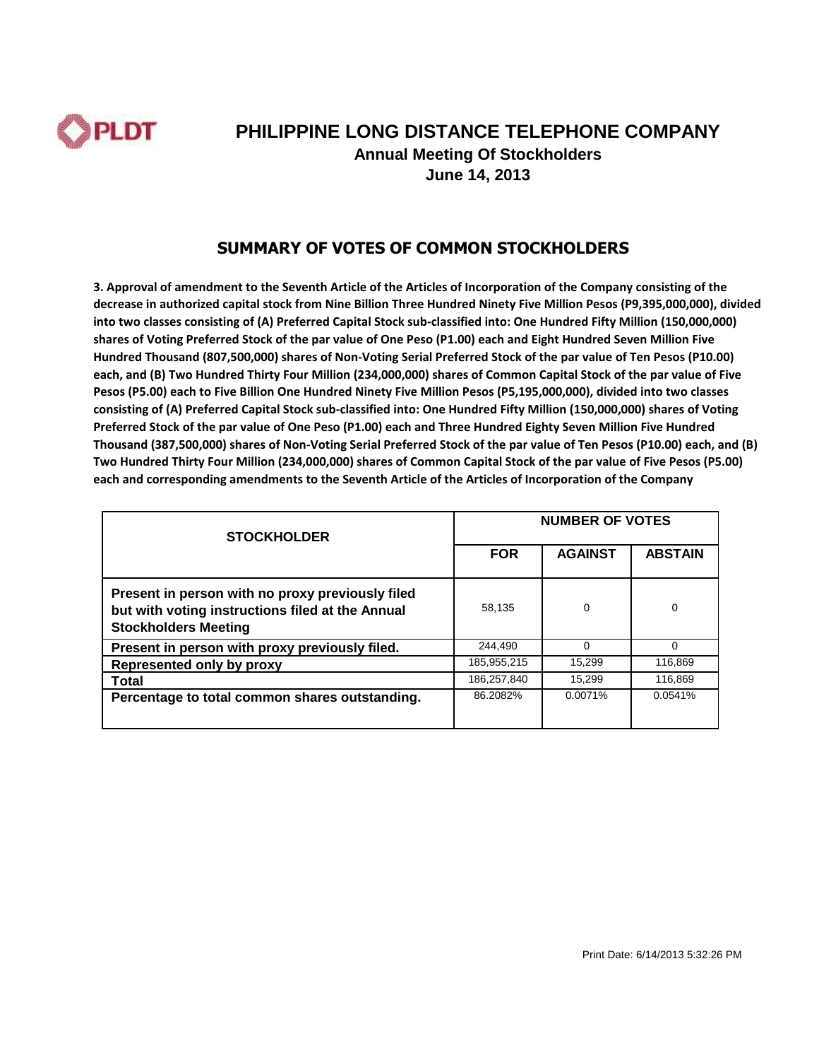# PHILIPPINE LONG DISTANCE TELEPHONE COMPANY

## Annual Meeting Of Stockholders

## June 14, 2013

## SUMMARY OF VOTES OF COMMON STOCKHOLDERS

**3. Approval of amendment to the Seventh Article of the Articles of Incorporation of the Company consisting of the decrease in authorized capital stock from Nine Billion Three Hundred Ninety Five Million Pesos (P9,395,000,000), divided into two classes consisting of (A) Preferred Capital Stock sub-classified into: One Hundred Fifty Million (150,000,000) shares of Voting Preferred Stock of the par value of One Peso (P1.00) each and Eight Hundred Seven Million Five Hundred Thousand (807,500,000) shares of Non-Voting Serial Preferred Stock of the par value of Ten Pesos (P10.00) each, and (B) Two Hundred Thirty Four Million (234,000,000) shares of Common Capital Stock of the par value of Five Pesos (P5.00) each to Five Billion One Hundred Ninety Five Million Pesos (P5,195,000,000), divided into two classes consisting of (A) Preferred Capital Stock sub-classified into: One Hundred Fifty Million (150,000,000) shares of Voting Preferred Stock of the par value of One Peso (P1.00) each and Three Hundred Eighty Seven Million Five Hundred Thousand (387,500,000) shares of Non-Voting Serial Preferred Stock of the par value of Ten Pesos (P10.00) each, and (B) Two Hundred Thirty Four Million (234,000,000) shares of Common Capital Stock of the par value of Five Pesos (P5.00) each and corresponding amendments to the Seventh Article of the Articles of Incorporation of the Company**

| STOCKHOLDER | NUMBER OF VOTES | | |
|---|---|---|---|
| | FOR | AGAINST | ABSTAIN |
| Present in person with no proxy previously filed but with voting instructions filed at the Annual Stockholders Meeting | 58,135 | 0 | 0 |
| Present in person with proxy previously filed. | 244,490 | 0 | 0 |
| Represented only by proxy | 185,955,215 | 15,299 | 116,869 |
| Total | 186,257,840 | 15,299 | 116,869 |
| Percentage to total common shares outstanding. | 86.2082% | 0.0071% | 0.0541% |

Print Date: 6/14/2013 5:32:26 PM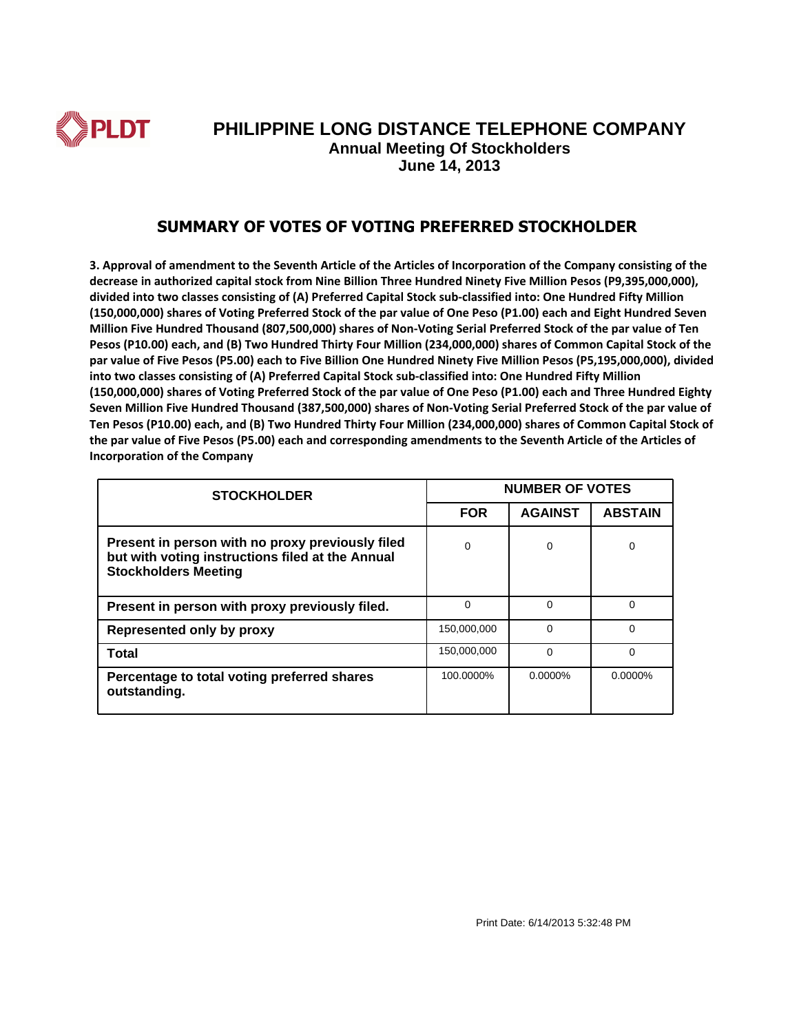# PHILIPPINE LONG DISTANCE TELEPHONE COMPANY

## Annual Meeting Of Stockholders
## June 14, 2013

## SUMMARY OF VOTES OF VOTING PREFERRED STOCKHOLDER

**3. Approval of amendment to the Seventh Article of the Articles of Incorporation of the Company consisting of the decrease in authorized capital stock from Nine Billion Three Hundred Ninety Five Million Pesos (P9,395,000,000), divided into two classes consisting of (A) Preferred Capital Stock sub-classified into: One Hundred Fifty Million (150,000,000) shares of Voting Preferred Stock of the par value of One Peso (P1.00) each and Eight Hundred Seven Million Five Hundred Thousand (807,500,000) shares of Non-Voting Serial Preferred Stock of the par value of Ten Pesos (P10.00) each, and (B) Two Hundred Thirty Four Million (234,000,000) shares of Common Capital Stock of the par value of Five Pesos (P5.00) each to Five Billion One Hundred Ninety Five Million Pesos (P5,195,000,000), divided into two classes consisting of (A) Preferred Capital Stock sub-classified into: One Hundred Fifty Million (150,000,000) shares of Voting Preferred Stock of the par value of One Peso (P1.00) each and Three Hundred Eighty Seven Million Five Hundred Thousand (387,500,000) shares of Non-Voting Serial Preferred Stock of the par value of Ten Pesos (P10.00) each, and (B) Two Hundred Thirty Four Million (234,000,000) shares of Common Capital Stock of the par value of Five Pesos (P5.00) each and corresponding amendments to the Seventh Article of the Articles of Incorporation of the Company**

| STOCKHOLDER | NUMBER OF VOTES | | |
|---|---|---|---|
| | FOR | AGAINST | ABSTAIN |
| Present in person with no proxy previously filed but with voting instructions filed at the Annual Stockholders Meeting | 0 | 0 | 0 |
| Present in person with proxy previously filed. | 0 | 0 | 0 |
| Represented only by proxy | 150,000,000 | 0 | 0 |
| Total | 150,000,000 | 0 | 0 |
| Percentage to total voting preferred shares outstanding. | 100.0000% | 0.0000% | 0.0000% |

Print Date: 6/14/2013 5:32:48 PM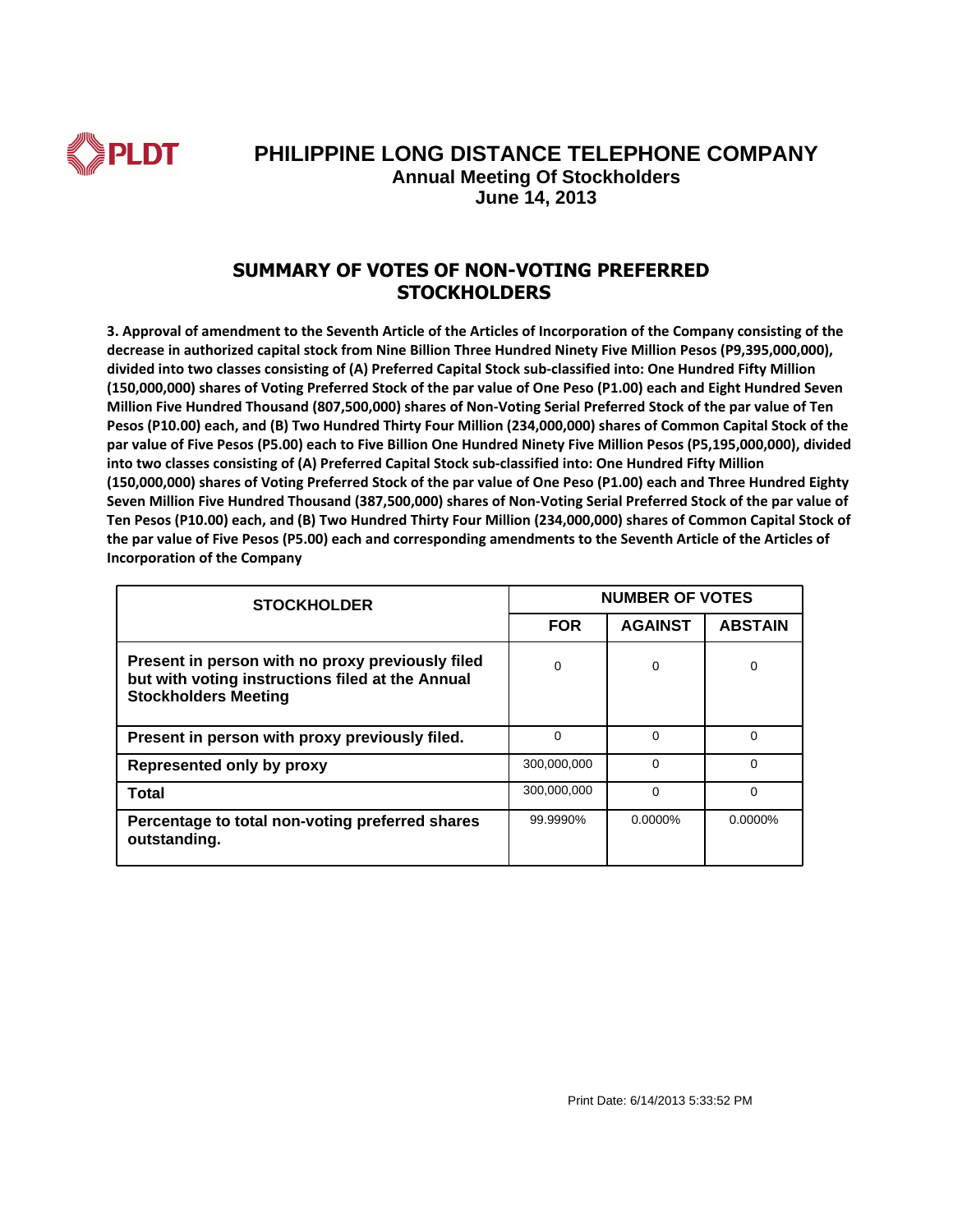# PHILIPPINE LONG DISTANCE TELEPHONE COMPANY

## Annual Meeting Of Stockholders
## June 14, 2013

## SUMMARY OF VOTES OF NON-VOTING PREFERRED STOCKHOLDERS

**3. Approval of amendment to the Seventh Article of the Articles of Incorporation of the Company consisting of the decrease in authorized capital stock from Nine Billion Three Hundred Ninety Five Million Pesos (P9,395,000,000), divided into two classes consisting of (A) Preferred Capital Stock sub-classified into: One Hundred Fifty Million (150,000,000) shares of Voting Preferred Stock of the par value of One Peso (P1.00) each and Eight Hundred Seven Million Five Hundred Thousand (807,500,000) shares of Non-Voting Serial Preferred Stock of the par value of Ten Pesos (P10.00) each, and (B) Two Hundred Thirty Four Million (234,000,000) shares of Common Capital Stock of the par value of Five Pesos (P5.00) each to Five Billion One Hundred Ninety Five Million Pesos (P5,195,000,000), divided into two classes consisting of (A) Preferred Capital Stock sub-classified into: One Hundred Fifty Million (150,000,000) shares of Voting Preferred Stock of the par value of One Peso (P1.00) each and Three Hundred Eighty Seven Million Five Hundred Thousand (387,500,000) shares of Non-Voting Serial Preferred Stock of the par value of Ten Pesos (P10.00) each, and (B) Two Hundred Thirty Four Million (234,000,000) shares of Common Capital Stock of the par value of Five Pesos (P5.00) each and corresponding amendments to the Seventh Article of the Articles of Incorporation of the Company**

| STOCKHOLDER | NUMBER OF VOTES | | |
|---|---|---|---|
| | FOR | AGAINST | ABSTAIN |
| **Present in person with no proxy previously filed but with voting instructions filed at the Annual Stockholders Meeting** | 0 | 0 | 0 |
| **Present in person with proxy previously filed.** | 0 | 0 | 0 |
| **Represented only by proxy** | 300,000,000 | 0 | 0 |
| **Total** | 300,000,000 | 0 | 0 |
| **Percentage to total non-voting preferred shares outstanding.** | 99.9990% | 0.0000% | 0.0000% |

Print Date: 6/14/2013 5:33:52 PM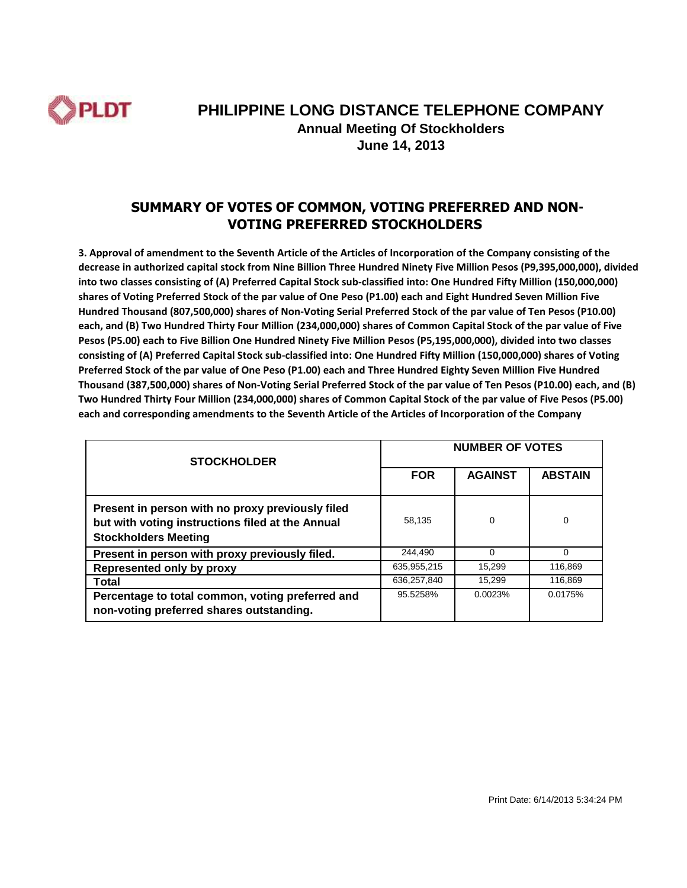# PHILIPPINE LONG DISTANCE TELEPHONE COMPANY

**Annual Meeting Of Stockholders**

**June 14, 2013**

## SUMMARY OF VOTES OF COMMON, VOTING PREFERRED AND NON-VOTING PREFERRED STOCKHOLDERS

**3. Approval of amendment to the Seventh Article of the Articles of Incorporation of the Company consisting of the decrease in authorized capital stock from Nine Billion Three Hundred Ninety Five Million Pesos (P9,395,000,000), divided into two classes consisting of (A) Preferred Capital Stock sub-classified into: One Hundred Fifty Million (150,000,000) shares of Voting Preferred Stock of the par value of One Peso (P1.00) each and Eight Hundred Seven Million Five Hundred Thousand (807,500,000) shares of Non-Voting Serial Preferred Stock of the par value of Ten Pesos (P10.00) each, and (B) Two Hundred Thirty Four Million (234,000,000) shares of Common Capital Stock of the par value of Five Pesos (P5.00) each to Five Billion One Hundred Ninety Five Million Pesos (P5,195,000,000), divided into two classes consisting of (A) Preferred Capital Stock sub-classified into: One Hundred Fifty Million (150,000,000) shares of Voting Preferred Stock of the par value of One Peso (P1.00) each and Three Hundred Eighty Seven Million Five Hundred Thousand (387,500,000) shares of Non-Voting Serial Preferred Stock of the par value of Ten Pesos (P10.00) each, and (B) Two Hundred Thirty Four Million (234,000,000) shares of Common Capital Stock of the par value of Five Pesos (P5.00) each and corresponding amendments to the Seventh Article of the Articles of Incorporation of the Company**

| STOCKHOLDER | NUMBER OF VOTES | | |
|---|---|---|---|
| | FOR | AGAINST | ABSTAIN |
| Present in person with no proxy previously filed but with voting instructions filed at the Annual Stockholders Meeting | 58,135 | 0 | 0 |
| Present in person with proxy previously filed. | 244,490 | 0 | 0 |
| Represented only by proxy | 635,955,215 | 15,299 | 116,869 |
| Total | 636,257,840 | 15,299 | 116,869 |
| Percentage to total common, voting preferred and non-voting preferred shares outstanding. | 95.5258% | 0.0023% | 0.0175% |

Print Date: 6/14/2013 5:34:24 PM